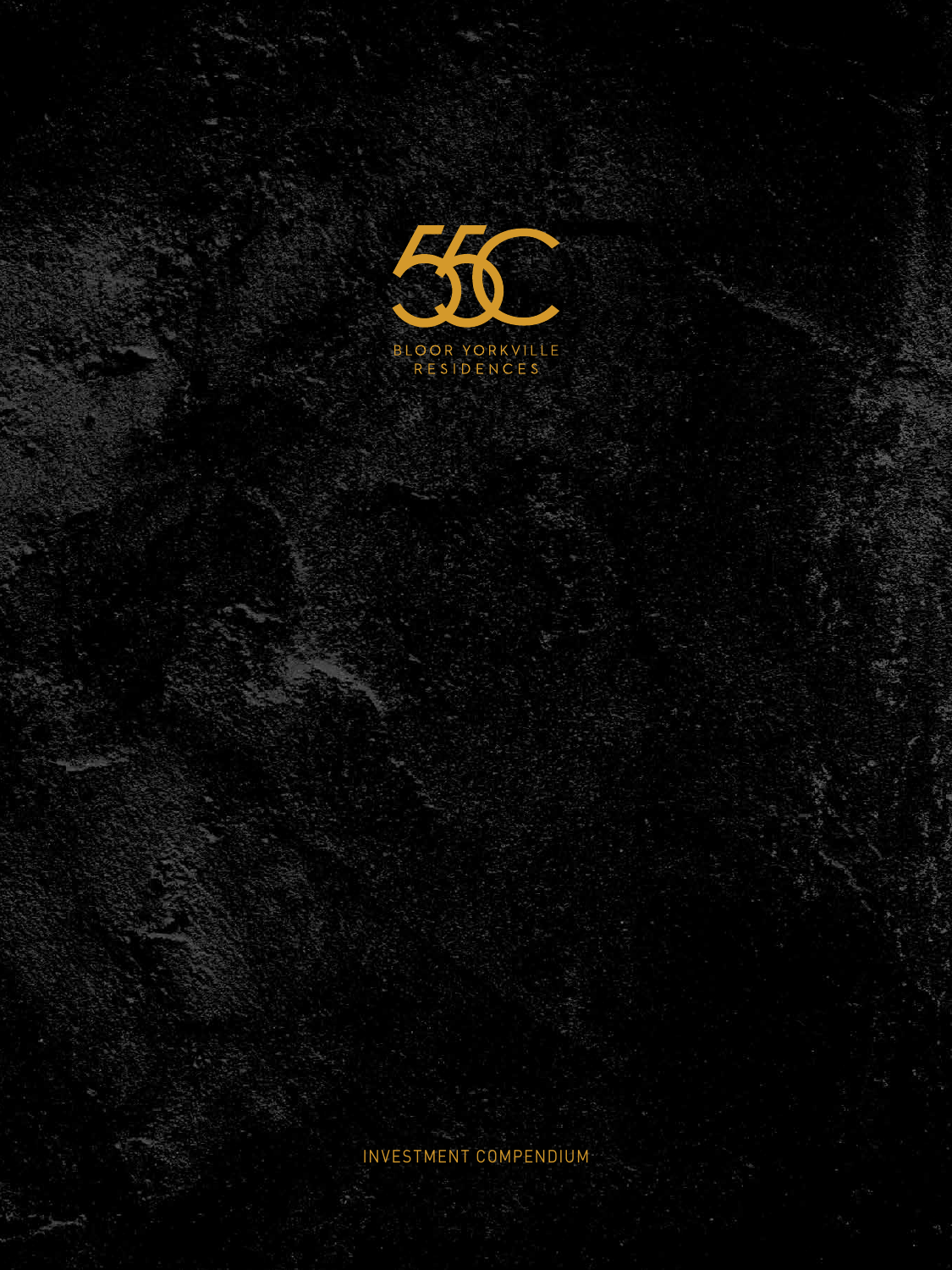# 55C

BLOOR YORKVILLE RESIDENCES

INVESTMENT COMPENDIUM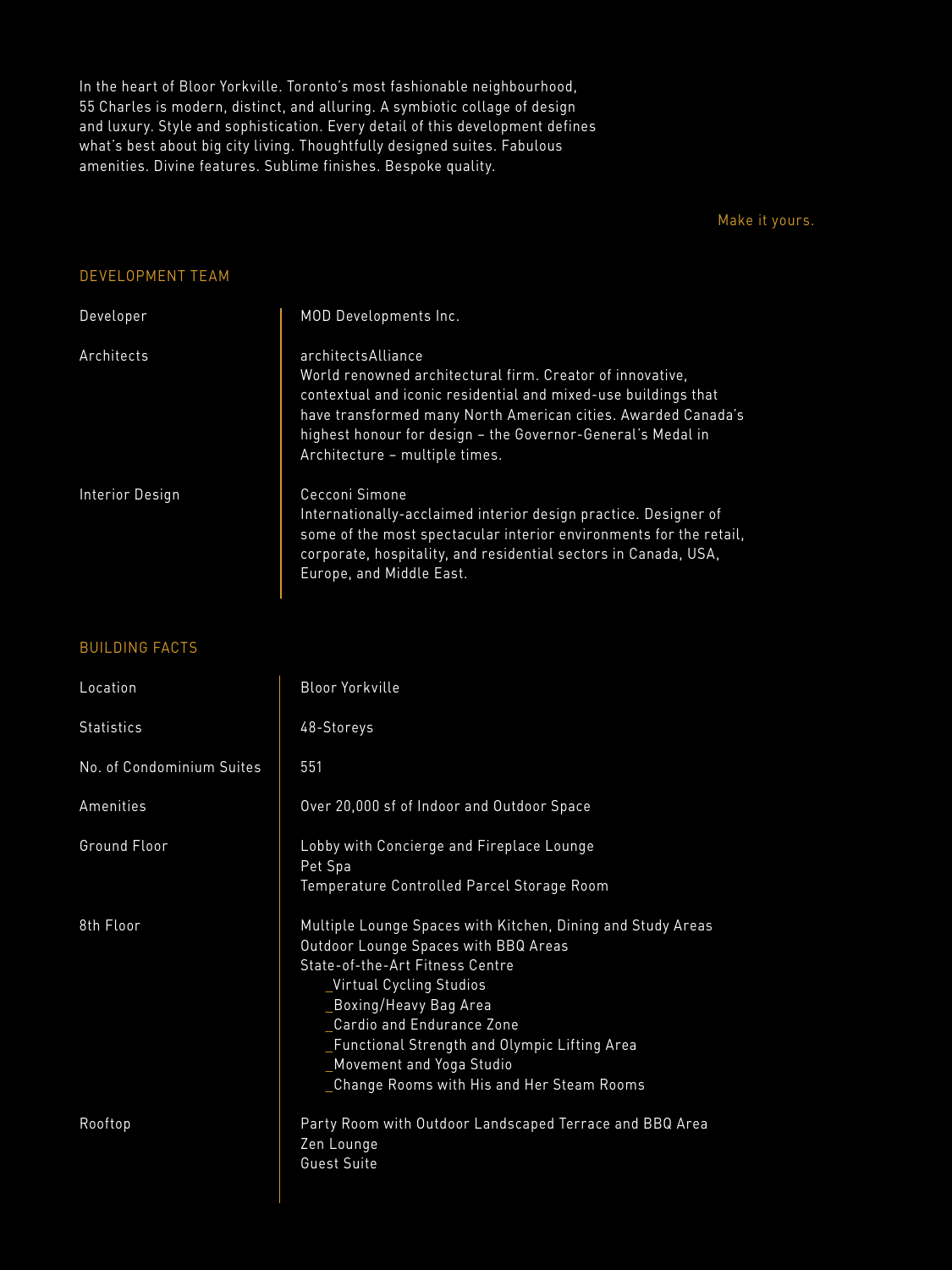In the heart of Bloor Yorkville. Toronto's most fashionable neighbourhood, 55 Charles is modern, distinct, and alluring. A symbiotic collage of design and luxury. Style and sophistication. Every detail of this development defines what's best about big city living. Thoughtfully designed suites. Fabulous amenities. Divine features. Sublime finishes. Bespoke quality.

Make it yours.

## DEVELOPMENT TEAM

| | |
|---|---|
| Developer | MOD Developments Inc. |
| Architects | architectsAlliance<br>World renowned architectural firm. Creator of innovative, contextual and iconic residential and mixed-use buildings that have transformed many North American cities. Awarded Canada's highest honour for design – the Governor-General's Medal in Architecture – multiple times. |
| Interior Design | Cecconi Simone<br>Internationally-acclaimed interior design practice. Designer of some of the most spectacular interior environments for the retail, corporate, hospitality, and residential sectors in Canada, USA, Europe, and Middle East. |

## BUILDING FACTS

| | |
|---|---|
| Location | Bloor Yorkville |
| Statistics | 48-Storeys |
| No. of Condominium Suites | 551 |
| Amenities | Over 20,000 sf of Indoor and Outdoor Space |
| Ground Floor | Lobby with Concierge and Fireplace Lounge<br>Pet Spa<br>Temperature Controlled Parcel Storage Room |
| 8th Floor | Multiple Lounge Spaces with Kitchen, Dining and Study Areas<br>Outdoor Lounge Spaces with BBQ Areas<br>State-of-the-Art Fitness Centre<br>_Virtual Cycling Studios<br>_Boxing/Heavy Bag Area<br>_Cardio and Endurance Zone<br>_Functional Strength and Olympic Lifting Area<br>_Movement and Yoga Studio<br>_Change Rooms with His and Her Steam Rooms |
| Rooftop | Party Room with Outdoor Landscaped Terrace and BBQ Area<br>Zen Lounge<br>Guest Suite |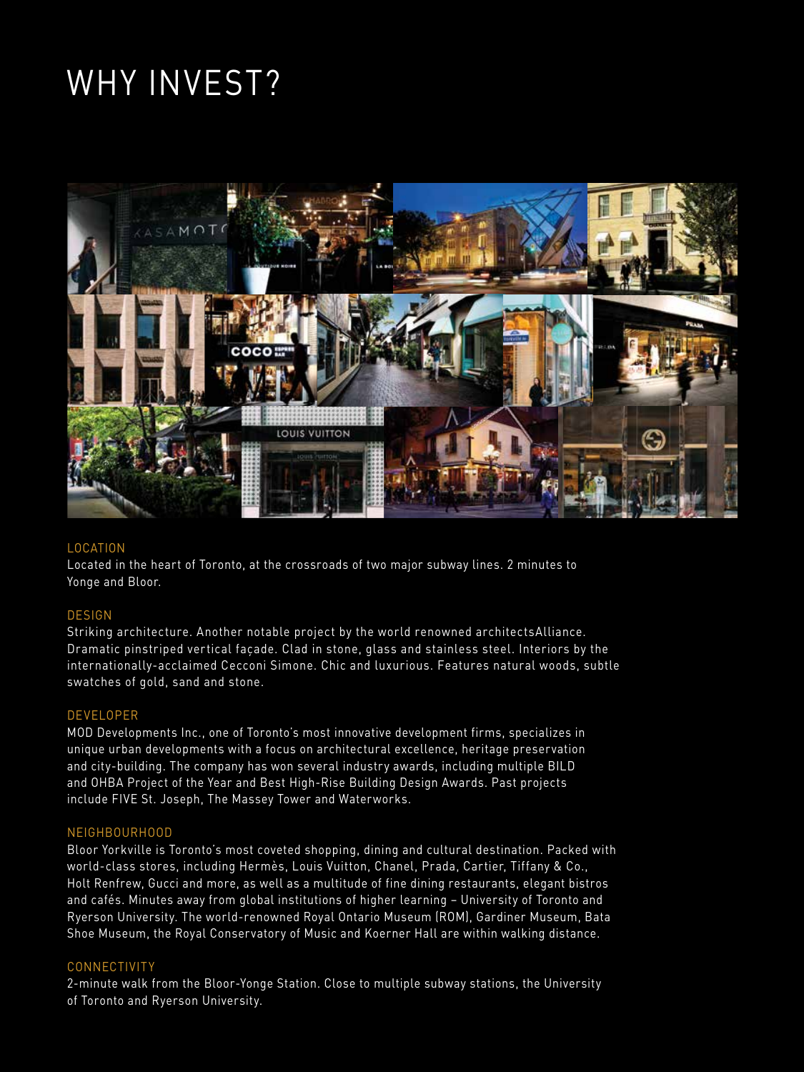# WHY INVEST?

## LOCATION

Located in the heart of Toronto, at the crossroads of two major subway lines. 2 minutes to Yonge and Bloor.

## DESIGN

Striking architecture. Another notable project by the world renowned architectsAlliance. Dramatic pinstriped vertical façade. Clad in stone, glass and stainless steel. Interiors by the internationally-acclaimed Cecconi Simone. Chic and luxurious. Features natural woods, subtle swatches of gold, sand and stone.

## DEVELOPER

MOD Developments Inc., one of Toronto's most innovative development firms, specializes in unique urban developments with a focus on architectural excellence, heritage preservation and city-building. The company has won several industry awards, including multiple BILD and OHBA Project of the Year and Best High-Rise Building Design Awards. Past projects include FIVE St. Joseph, The Massey Tower and Waterworks.

## NEIGHBOURHOOD

Bloor Yorkville is Toronto's most coveted shopping, dining and cultural destination. Packed with world-class stores, including Hermès, Louis Vuitton, Chanel, Prada, Cartier, Tiffany & Co., Holt Renfrew, Gucci and more, as well as a multitude of fine dining restaurants, elegant bistros and cafés. Minutes away from global institutions of higher learning – University of Toronto and Ryerson University. The world-renowned Royal Ontario Museum (ROM), Gardiner Museum, Bata Shoe Museum, the Royal Conservatory of Music and Koerner Hall are within walking distance.

## CONNECTIVITY

2-minute walk from the Bloor-Yonge Station. Close to multiple subway stations, the University of Toronto and Ryerson University.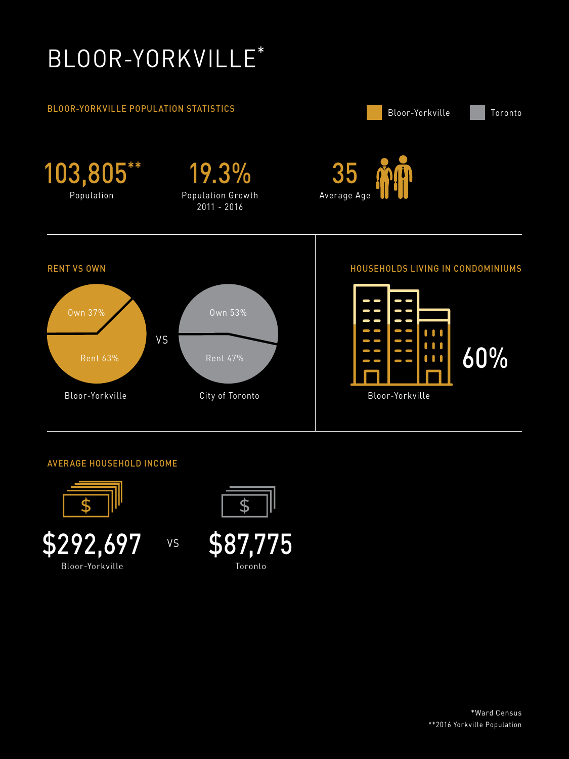# BLOOR-YORKVILLE*

## BLOOR-YORKVILLE POPULATION STATISTICS

Bloor-Yorkville | Toronto

**103,805****
Population

**19.3%**
Population Growth
2011 - 2016

**35**
Average Age

## RENT VS OWN

| | Bloor-Yorkville | City of Toronto |
|---|---|---|
| Own | 37% | 53% |
| Rent | 63% | 47% |

## HOUSEHOLDS LIVING IN CONDOMINIUMS

**60%**
Bloor-Yorkville

## AVERAGE HOUSEHOLD INCOME

**$292,697**
Bloor-Yorkville

VS

**$87,775**
Toronto

*Ward Census
**2016 Yorkville Population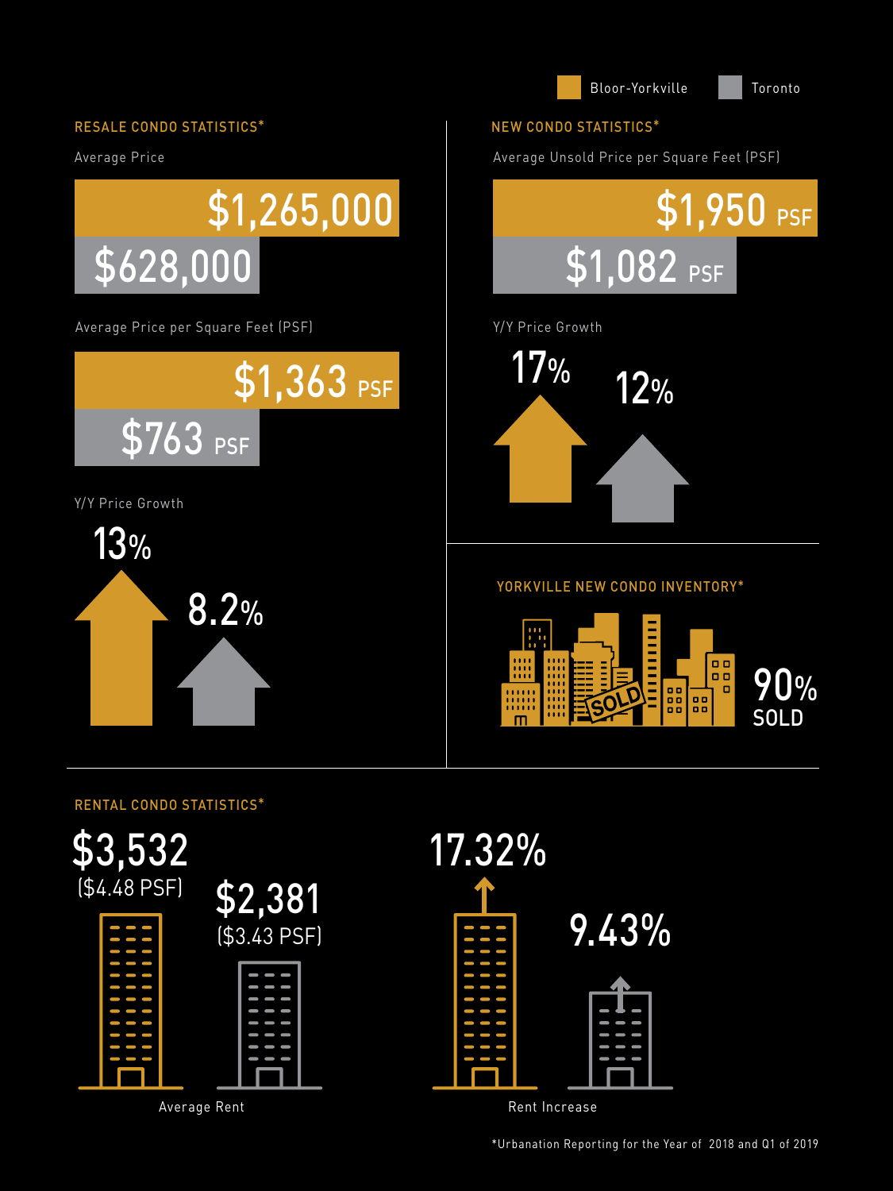Legend: Bloor-Yorkville | Toronto

## RESALE CONDO STATISTICS*

**Average Price**

| | Bloor-Yorkville | Toronto |
|---|---|---|
| Average Price | $1,265,000 | $628,000 |
| Average Price per Square Feet (PSF) | $1,363 PSF | $763 PSF |
| Y/Y Price Growth | 13% | 8.2% |

## NEW CONDO STATISTICS*

| | Bloor-Yorkville | Toronto |
|---|---|---|
| Average Unsold Price per Square Feet (PSF) | $1,950 PSF | $1,082 PSF |
| Y/Y Price Growth | 17% | 12% |

## YORKVILLE NEW CONDO INVENTORY*

90% SOLD

## RENTAL CONDO STATISTICS*

| | Bloor-Yorkville | Toronto |
|---|---|---|
| Average Rent | $3,532 ($4.48 PSF) | $2,381 ($3.43 PSF) |
| Rent Increase | 17.32% | 9.43% |

*Urbanation Reporting for the Year of 2018 and Q1 of 2019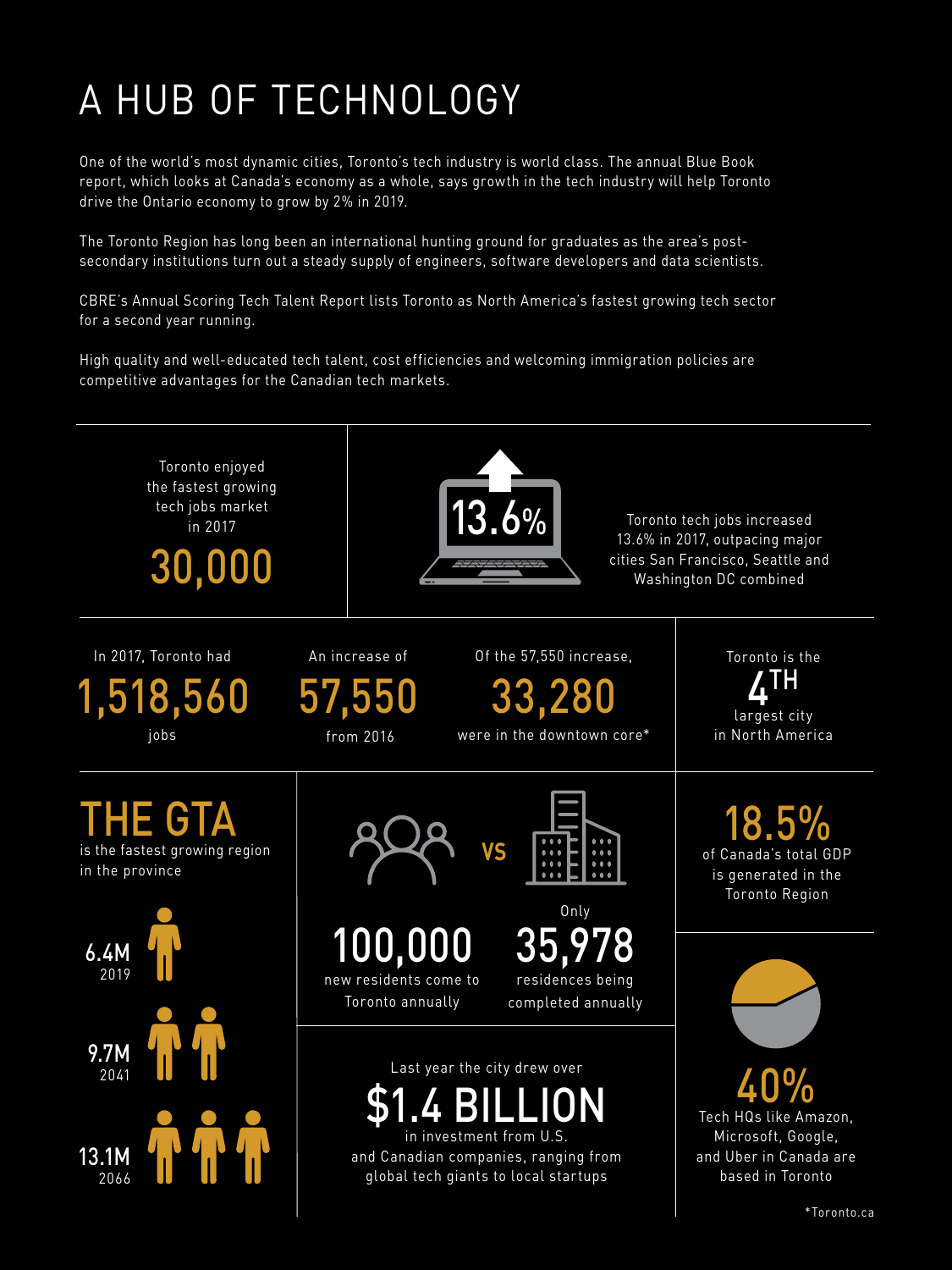# A HUB OF TECHNOLOGY

One of the world's most dynamic cities, Toronto's tech industry is world class. The annual Blue Book report, which looks at Canada's economy as a whole, says growth in the tech industry will help Toronto drive the Ontario economy to grow by 2% in 2019.

The Toronto Region has long been an international hunting ground for graduates as the area's post-secondary institutions turn out a steady supply of engineers, software developers and data scientists.

CBRE's Annual Scoring Tech Talent Report lists Toronto as North America's fastest growing tech sector for a second year running.

High quality and well-educated tech talent, cost efficiencies and welcoming immigration policies are competitive advantages for the Canadian tech markets.

Toronto enjoyed the fastest growing tech jobs market in 2017

**30,000**

**13.6%**

Toronto tech jobs increased 13.6% in 2017, outpacing major cities San Francisco, Seattle and Washington DC combined

In 2017, Toronto had **1,518,560** jobs

An increase of **57,550** from 2016

Of the 57,550 increase, **33,280** were in the downtown core*

Toronto is the **4TH** largest city in North America

**THE GTA** is the fastest growing region in the province

- **6.4M** 2019
- **9.7M** 2041
- **13.1M** 2066

**100,000** new residents come to Toronto annually

VS

Only **35,978** residences being completed annually

**18.5%** of Canada's total GDP is generated in the Toronto Region

Last year the city drew over **$1.4 BILLION** in investment from U.S. and Canadian companies, ranging from global tech giants to local startups

**40%** Tech HQs like Amazon, Microsoft, Google, and Uber in Canada are based in Toronto

*Toronto.ca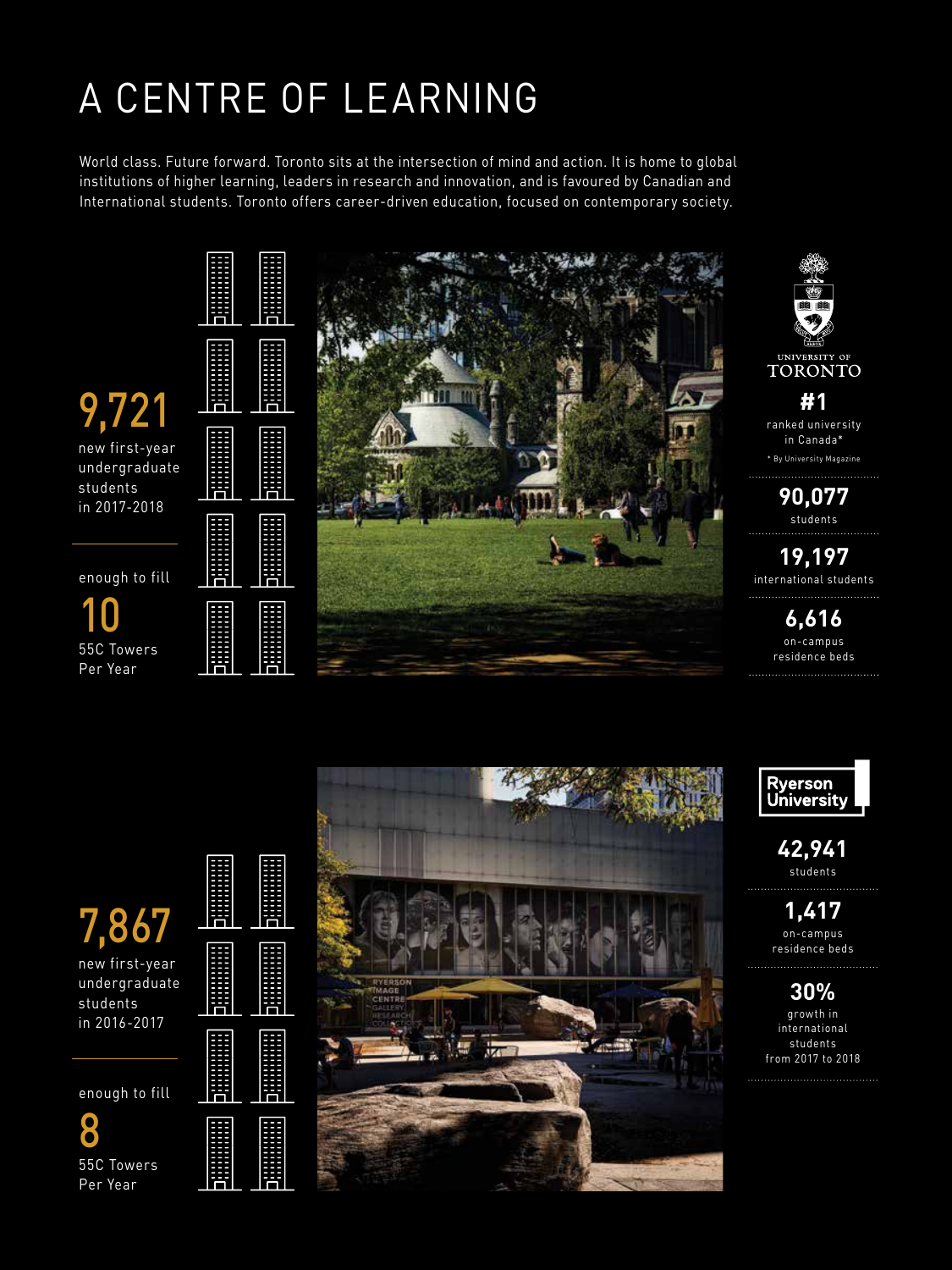# A CENTRE OF LEARNING

World class. Future forward. Toronto sits at the intersection of mind and action. It is home to global institutions of higher learning, leaders in research and innovation, and is favoured by Canadian and International students. Toronto offers career-driven education, focused on contemporary society.

**9,721**
new first-year undergraduate students in 2017-2018

enough to fill
**10**
55C Towers Per Year

UNIVERSITY OF TORONTO

**#1**
ranked university in Canada*

* By University Magazine

**90,077**
students

**19,197**
international students

**6,616**
on-campus residence beds

**7,867**
new first-year undergraduate students in 2016-2017

enough to fill
**8**
55C Towers Per Year

Ryerson University

**42,941**
students

**1,417**
on-campus residence beds

**30%**
growth in international students from 2017 to 2018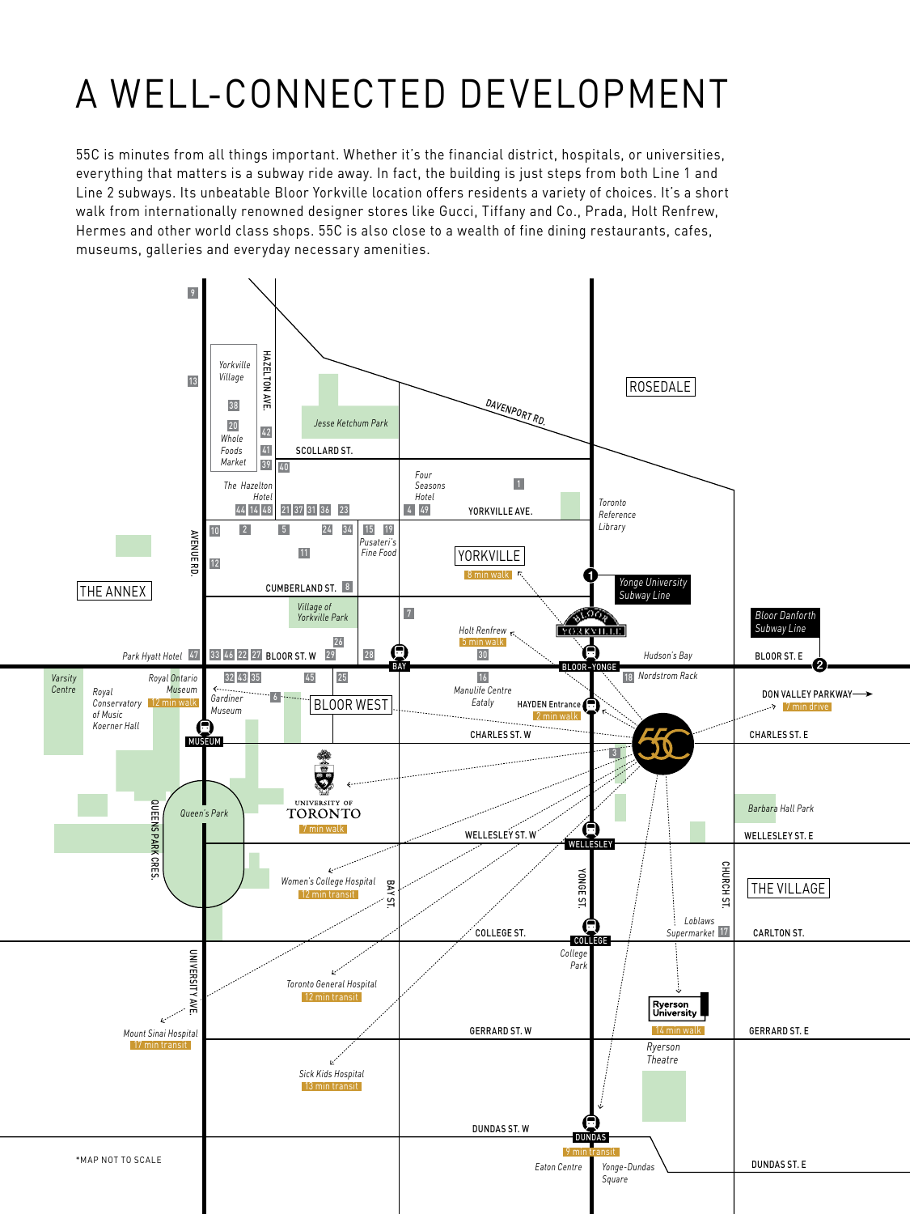# A WELL-CONNECTED DEVELOPMENT

55C is minutes from all things important. Whether it's the financial district, hospitals, or universities, everything that matters is a subway ride away. In fact, the building is just steps from both Line 1 and Line 2 subways. Its unbeatable Bloor Yorkville location offers residents a variety of choices. It's a short walk from internationally renowned designer stores like Gucci, Tiffany and Co., Prada, Holt Renfrew, Hermes and other world class shops. 55C is also close to a wealth of fine dining restaurants, cafes, museums, galleries and everyday necessary amenities.

- Yorkville – 8 min walk
- Holt Renfrew – 5 min walk
- HAYDEN Entrance – 2 min walk
- Royal Ontario Museum – 12 min walk
- University of Toronto – 7 min walk
- Women's College Hospital – 12 min transit
- Toronto General Hospital – 12 min transit
- Mount Sinai Hospital – 17 min transit
- Sick Kids Hospital – 13 min transit
- Ryerson University – 14 min walk
- Dundas (Eaton Centre, Yonge-Dundas Square) – 9 min transit
- Don Valley Parkway – 7 min drive

1. Yonge University Subway Line
2. Bloor Danforth Subway Line

*MAP NOT TO SCALE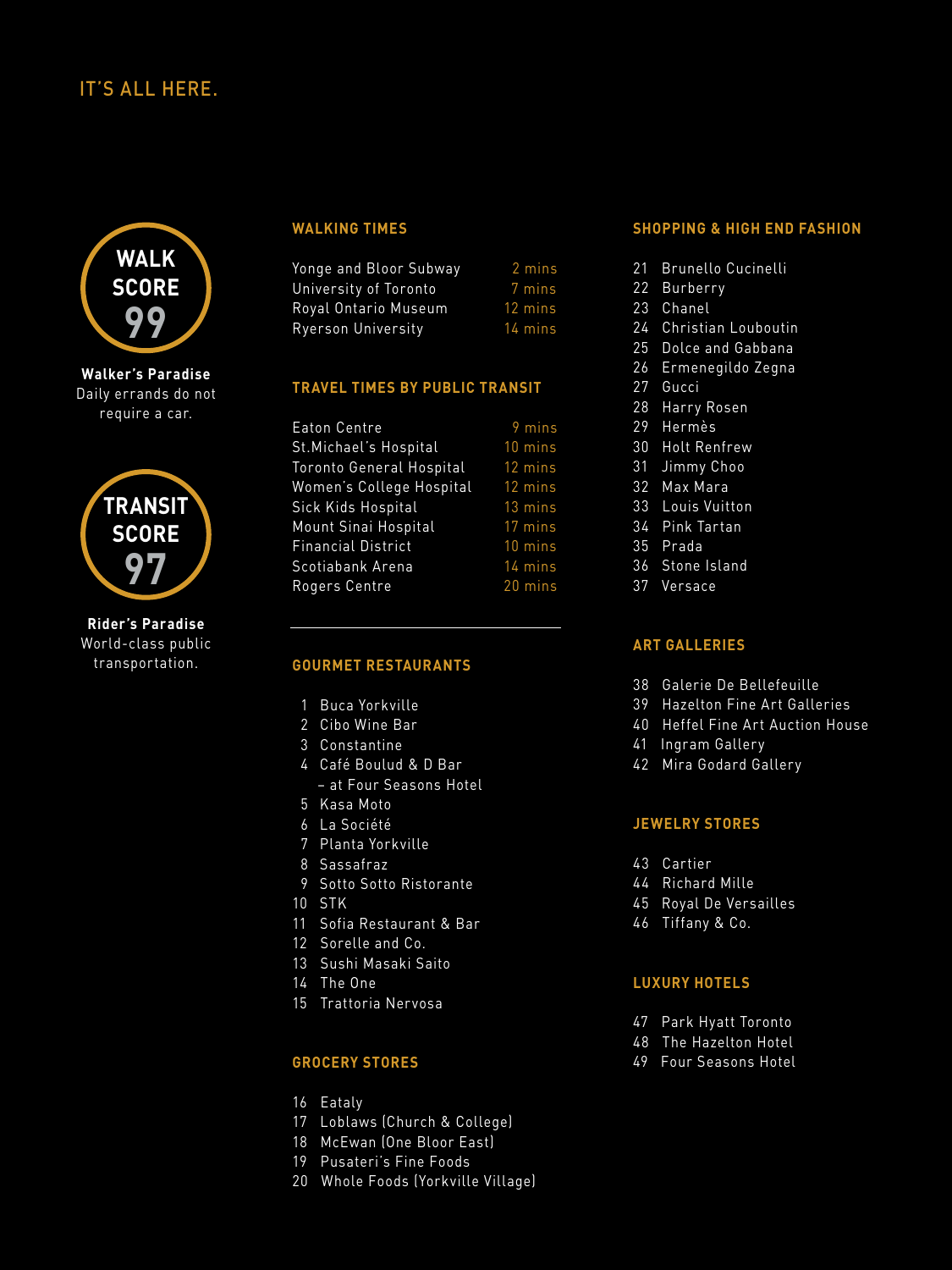# IT'S ALL HERE.

**WALK SCORE 99**

**Walker's Paradise**
Daily errands do not require a car.

**TRANSIT SCORE 97**

**Rider's Paradise**
World-class public transportation.

## WALKING TIMES

| | |
|---|---|
| Yonge and Bloor Subway | 2 mins |
| University of Toronto | 7 mins |
| Royal Ontario Museum | 12 mins |
| Ryerson University | 14 mins |

## TRAVEL TIMES BY PUBLIC TRANSIT

| | |
|---|---|
| Eaton Centre | 9 mins |
| St.Michael's Hospital | 10 mins |
| Toronto General Hospital | 12 mins |
| Women's College Hospital | 12 mins |
| Sick Kids Hospital | 13 mins |
| Mount Sinai Hospital | 17 mins |
| Financial District | 10 mins |
| Scotiabank Arena | 14 mins |
| Rogers Centre | 20 mins |

## GOURMET RESTAURANTS

1 Buca Yorkville
2 Cibo Wine Bar
3 Constantine
4 Café Boulud & D Bar – at Four Seasons Hotel
5 Kasa Moto
6 La Société
7 Planta Yorkville
8 Sassafraz
9 Sotto Sotto Ristorante
10 STK
11 Sofia Restaurant & Bar
12 Sorelle and Co.
13 Sushi Masaki Saito
14 The One
15 Trattoria Nervosa

## GROCERY STORES

16 Eataly
17 Loblaws (Church & College)
18 McEwan (One Bloor East)
19 Pusateri's Fine Foods
20 Whole Foods (Yorkville Village)

## SHOPPING & HIGH END FASHION

21 Brunello Cucinelli
22 Burberry
23 Chanel
24 Christian Louboutin
25 Dolce and Gabbana
26 Ermenegildo Zegna
27 Gucci
28 Harry Rosen
29 Hermès
30 Holt Renfrew
31 Jimmy Choo
32 Max Mara
33 Louis Vuitton
34 Pink Tartan
35 Prada
36 Stone Island
37 Versace

## ART GALLERIES

38 Galerie De Bellefeuille
39 Hazelton Fine Art Galleries
40 Heffel Fine Art Auction House
41 Ingram Gallery
42 Mira Godard Gallery

## JEWELRY STORES

43 Cartier
44 Richard Mille
45 Royal De Versailles
46 Tiffany & Co.

## LUXURY HOTELS

47 Park Hyatt Toronto
48 The Hazelton Hotel
49 Four Seasons Hotel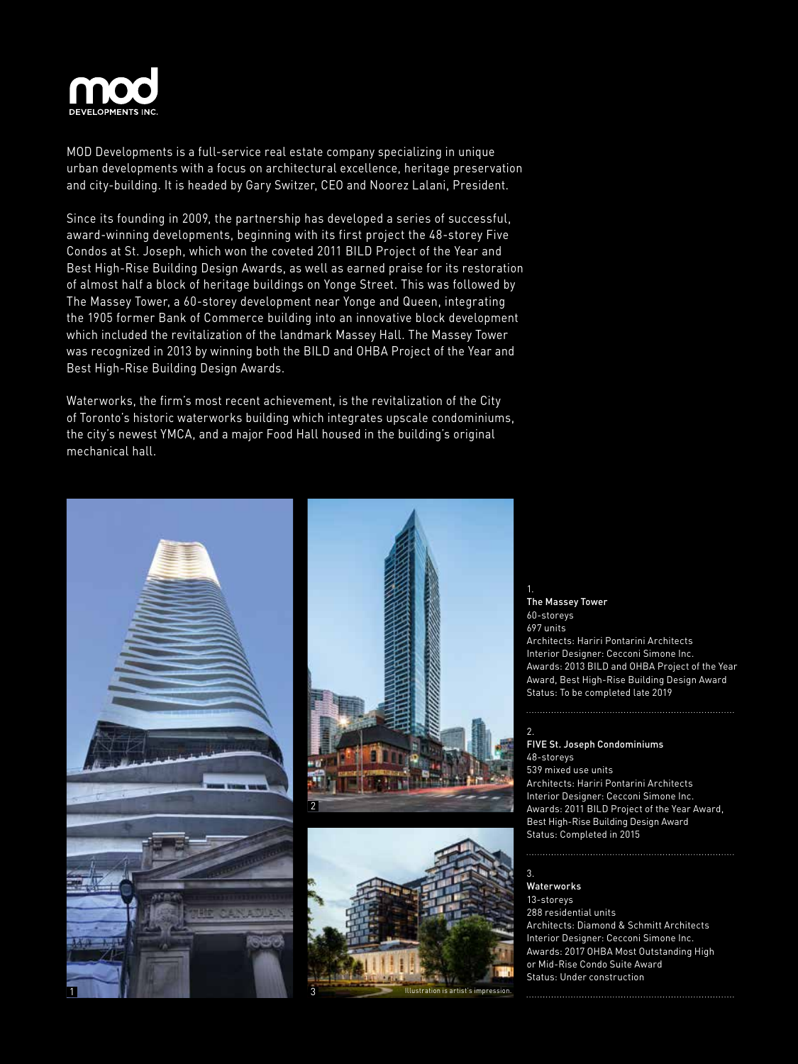# mod DEVELOPMENTS INC.

MOD Developments is a full-service real estate company specializing in unique urban developments with a focus on architectural excellence, heritage preservation and city-building. It is headed by Gary Switzer, CEO and Noorez Lalani, President.

Since its founding in 2009, the partnership has developed a series of successful, award-winning developments, beginning with its first project the 48-storey Five Condos at St. Joseph, which won the coveted 2011 BILD Project of the Year and Best High-Rise Building Design Awards, as well as earned praise for its restoration of almost half a block of heritage buildings on Yonge Street. This was followed by The Massey Tower, a 60-storey development near Yonge and Queen, integrating the 1905 former Bank of Commerce building into an innovative block development which included the revitalization of the landmark Massey Hall. The Massey Tower was recognized in 2013 by winning both the BILD and OHBA Project of the Year and Best High-Rise Building Design Awards.

Waterworks, the firm's most recent achievement, is the revitalization of the City of Toronto's historic waterworks building which integrates upscale condominiums, the city's newest YMCA, and a major Food Hall housed in the building's original mechanical hall.

Illustration is artist's impression.

1.
**The Massey Tower**
60-storeys
697 units
Architects: Hariri Pontarini Architects
Interior Designer: Cecconi Simone Inc.
Awards: 2013 BILD and OHBA Project of the Year Award, Best High-Rise Building Design Award
Status: To be completed late 2019

2.
**FIVE St. Joseph Condominiums**
48-storeys
539 mixed use units
Architects: Hariri Pontarini Architects
Interior Designer: Cecconi Simone Inc.
Awards: 2011 BILD Project of the Year Award, Best High-Rise Building Design Award
Status: Completed in 2015

3.
**Waterworks**
13-storeys
288 residential units
Architects: Diamond & Schmitt Architects
Interior Designer: Cecconi Simone Inc.
Awards: 2017 OHBA Most Outstanding High or Mid-Rise Condo Suite Award
Status: Under construction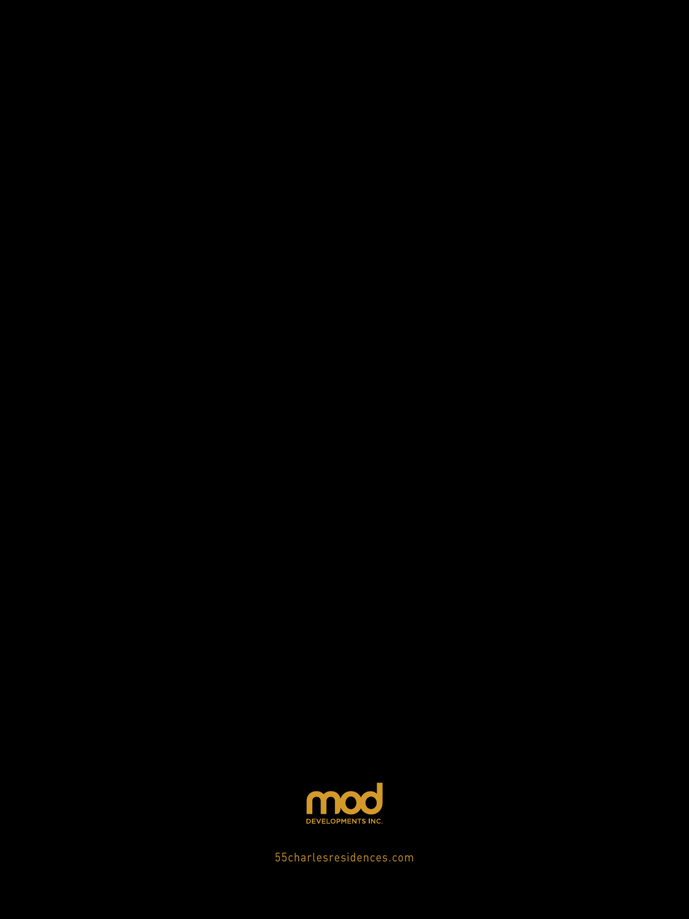mod

DEVELOPMENTS INC.

55charlesresidences.com